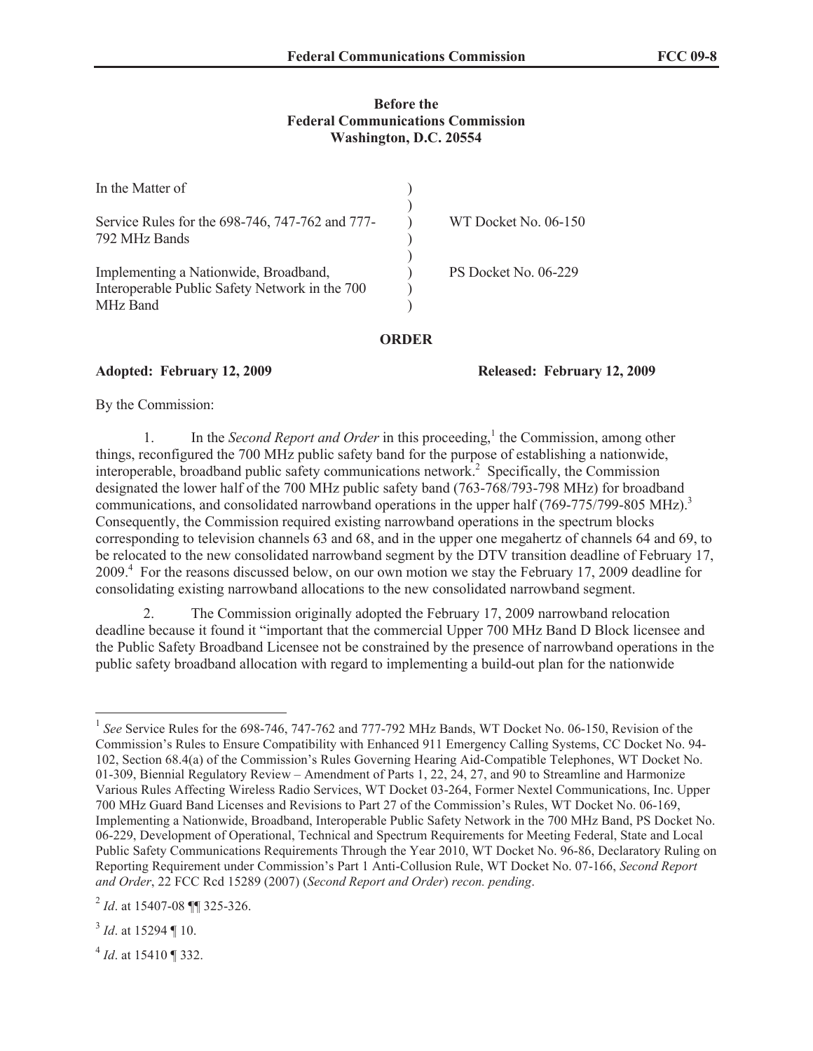**Before the**
**Federal Communications Commission**
**Washington, D.C. 20554**

| | | |
|---|---|---|
| In the Matter of | ) | |
| | ) | |
| Service Rules for the 698-746, 747-762 and 777-792 MHz Bands | ) | WT Docket No. 06-150 |
| | ) | |
| Implementing a Nationwide, Broadband, Interoperable Public Safety Network in the 700 MHz Band | ) | PS Docket No. 06-229 |

**ORDER**

**Adopted: February 12, 2009** **Released: February 12, 2009**

By the Commission:

1. In the *Second Report and Order* in this proceeding,[1] the Commission, among other things, reconfigured the 700 MHz public safety band for the purpose of establishing a nationwide, interoperable, broadband public safety communications network.[2] Specifically, the Commission designated the lower half of the 700 MHz public safety band (763-768/793-798 MHz) for broadband communications, and consolidated narrowband operations in the upper half (769-775/799-805 MHz).[3] Consequently, the Commission required existing narrowband operations in the spectrum blocks corresponding to television channels 63 and 68, and in the upper one megahertz of channels 64 and 69, to be relocated to the new consolidated narrowband segment by the DTV transition deadline of February 17, 2009.[4] For the reasons discussed below, on our own motion we stay the February 17, 2009 deadline for consolidating existing narrowband allocations to the new consolidated narrowband segment.

2. The Commission originally adopted the February 17, 2009 narrowband relocation deadline because it found it "important that the commercial Upper 700 MHz Band D Block licensee and the Public Safety Broadband Licensee not be constrained by the presence of narrowband operations in the public safety broadband allocation with regard to implementing a build-out plan for the nationwide

[1] *See* Service Rules for the 698-746, 747-762 and 777-792 MHz Bands, WT Docket No. 06-150, Revision of the Commission's Rules to Ensure Compatibility with Enhanced 911 Emergency Calling Systems, CC Docket No. 94-102, Section 68.4(a) of the Commission's Rules Governing Hearing Aid-Compatible Telephones, WT Docket No. 01-309, Biennial Regulatory Review – Amendment of Parts 1, 22, 24, 27, and 90 to Streamline and Harmonize Various Rules Affecting Wireless Radio Services, WT Docket 03-264, Former Nextel Communications, Inc. Upper 700 MHz Guard Band Licenses and Revisions to Part 27 of the Commission's Rules, WT Docket No. 06-169, Implementing a Nationwide, Broadband, Interoperable Public Safety Network in the 700 MHz Band, PS Docket No. 06-229, Development of Operational, Technical and Spectrum Requirements for Meeting Federal, State and Local Public Safety Communications Requirements Through the Year 2010, WT Docket No. 96-86, Declaratory Ruling on Reporting Requirement under Commission's Part 1 Anti-Collusion Rule, WT Docket No. 07-166, *Second Report and Order*, 22 FCC Rcd 15289 (2007) (*Second Report and Order*) *recon. pending*.

[2] *Id*. at 15407-08 ¶¶ 325-326.

[3] *Id*. at 15294 ¶ 10.

[4] *Id*. at 15410 ¶ 332.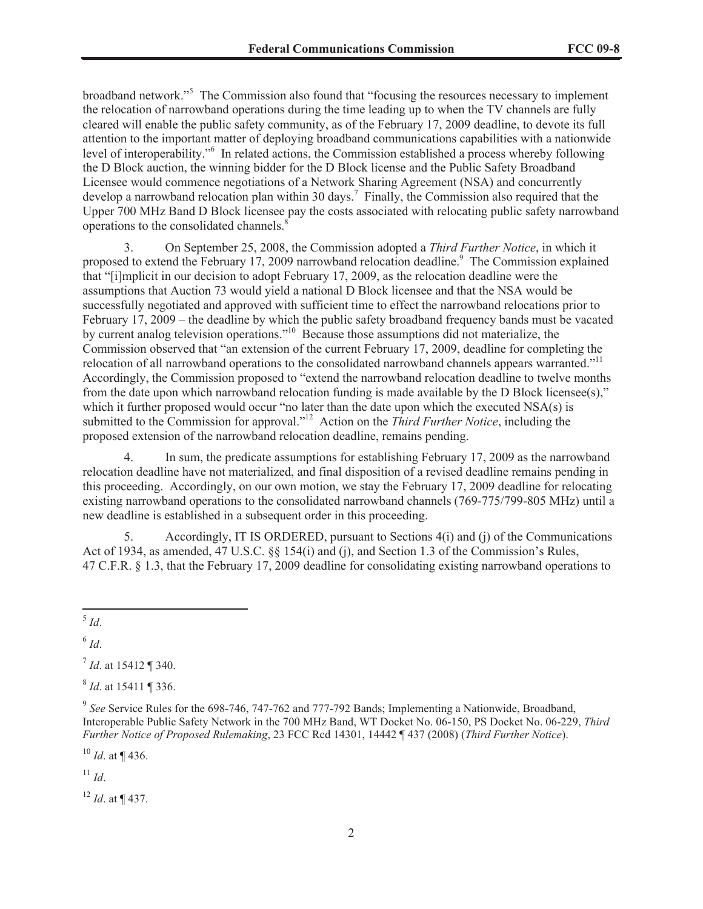broadband network."[5] The Commission also found that "focusing the resources necessary to implement the relocation of narrowband operations during the time leading up to when the TV channels are fully cleared will enable the public safety community, as of the February 17, 2009 deadline, to devote its full attention to the important matter of deploying broadband communications capabilities with a nationwide level of interoperability."[6] In related actions, the Commission established a process whereby following the D Block auction, the winning bidder for the D Block license and the Public Safety Broadband Licensee would commence negotiations of a Network Sharing Agreement (NSA) and concurrently develop a narrowband relocation plan within 30 days.[7] Finally, the Commission also required that the Upper 700 MHz Band D Block licensee pay the costs associated with relocating public safety narrowband operations to the consolidated channels.[8]

3. On September 25, 2008, the Commission adopted a *Third Further Notice*, in which it proposed to extend the February 17, 2009 narrowband relocation deadline.[9] The Commission explained that "[i]mplicit in our decision to adopt February 17, 2009, as the relocation deadline were the assumptions that Auction 73 would yield a national D Block licensee and that the NSA would be successfully negotiated and approved with sufficient time to effect the narrowband relocations prior to February 17, 2009 – the deadline by which the public safety broadband frequency bands must be vacated by current analog television operations."[10] Because those assumptions did not materialize, the Commission observed that "an extension of the current February 17, 2009, deadline for completing the relocation of all narrowband operations to the consolidated narrowband channels appears warranted."[11] Accordingly, the Commission proposed to "extend the narrowband relocation deadline to twelve months from the date upon which narrowband relocation funding is made available by the D Block licensee(s)," which it further proposed would occur "no later than the date upon which the executed NSA(s) is submitted to the Commission for approval."[12] Action on the *Third Further Notice*, including the proposed extension of the narrowband relocation deadline, remains pending.

4. In sum, the predicate assumptions for establishing February 17, 2009 as the narrowband relocation deadline have not materialized, and final disposition of a revised deadline remains pending in this proceeding. Accordingly, on our own motion, we stay the February 17, 2009 deadline for relocating existing narrowband operations to the consolidated narrowband channels (769-775/799-805 MHz) until a new deadline is established in a subsequent order in this proceeding.

5. Accordingly, IT IS ORDERED, pursuant to Sections 4(i) and (j) of the Communications Act of 1934, as amended, 47 U.S.C. §§ 154(i) and (j), and Section 1.3 of the Commission's Rules, 47 C.F.R. § 1.3, that the February 17, 2009 deadline for consolidating existing narrowband operations to

---

[5] *Id*.

[6] *Id*.

[7] *Id*. at 15412 ¶ 340.

[8] *Id*. at 15411 ¶ 336.

[9] *See* Service Rules for the 698-746, 747-762 and 777-792 Bands; Implementing a Nationwide, Broadband, Interoperable Public Safety Network in the 700 MHz Band, WT Docket No. 06-150, PS Docket No. 06-229, *Third Further Notice of Proposed Rulemaking*, 23 FCC Rcd 14301, 14442 ¶ 437 (2008) (*Third Further Notice*).

[10] *Id*. at ¶ 436.

[11] *Id*.

[12] *Id*. at ¶ 437.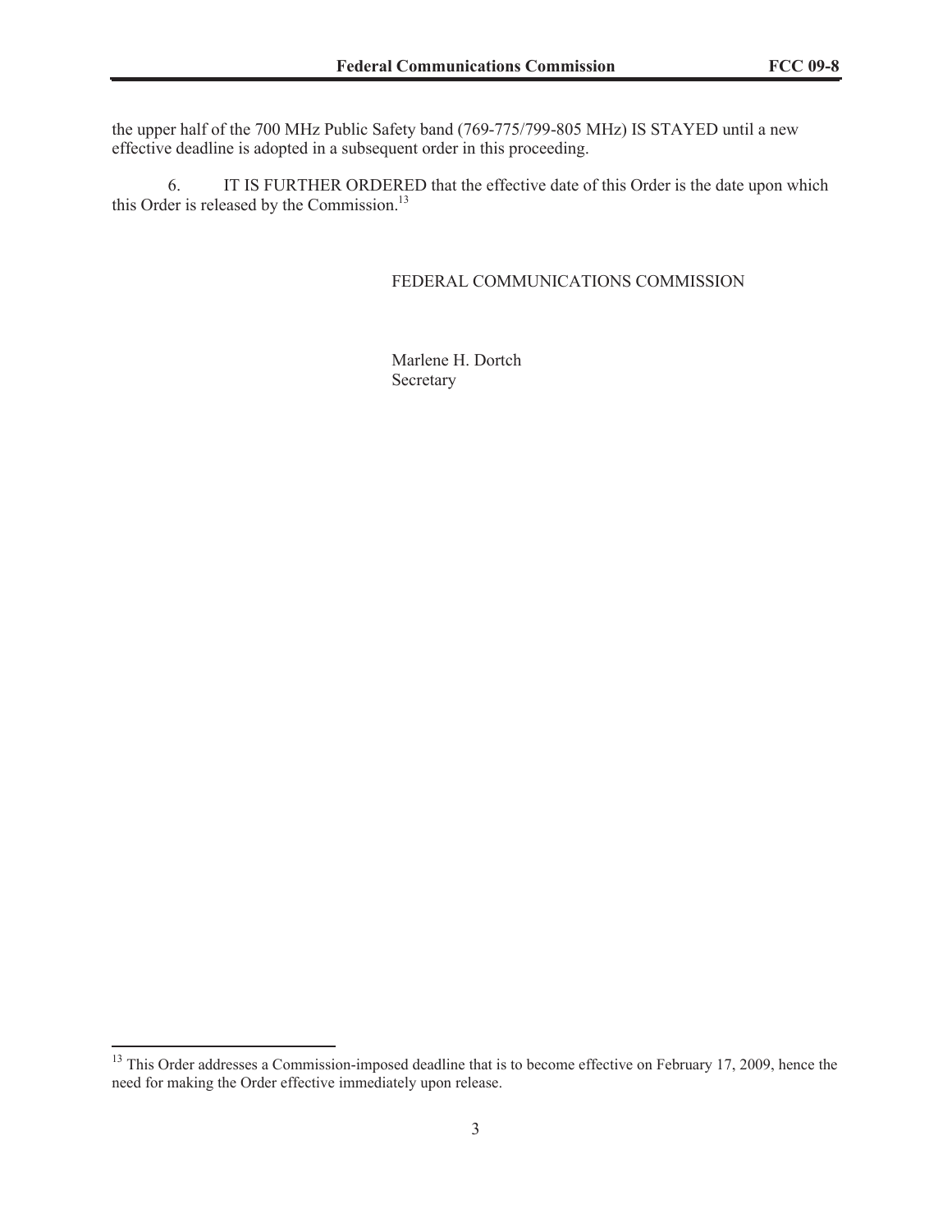the upper half of the 700 MHz Public Safety band (769-775/799-805 MHz) IS STAYED until a new effective deadline is adopted in a subsequent order in this proceeding.

6. IT IS FURTHER ORDERED that the effective date of this Order is the date upon which this Order is released by the Commission.[13]

FEDERAL COMMUNICATIONS COMMISSION

Marlene H. Dortch
Secretary

---

[13] This Order addresses a Commission-imposed deadline that is to become effective on February 17, 2009, hence the need for making the Order effective immediately upon release.